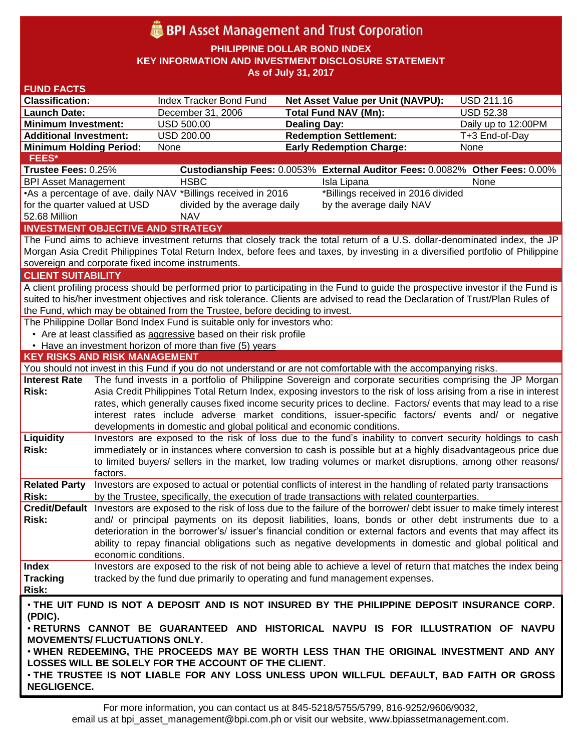# BPI Asset Management and Trust Corporation

**PHILIPPINE DOLLAR BOND INDEX**
**KEY INFORMATION AND INVESTMENT DISCLOSURE STATEMENT**
**As of July 31, 2017**

## FUND FACTS

| | | | |
|---|---|---|---|
| **Classification:** | Index Tracker Bond Fund | **Net Asset Value per Unit (NAVPU):** | USD 211.16 |
| **Launch Date:** | December 31, 2006 | **Total Fund NAV (Mn):** | USD 52.38 |
| **Minimum Investment:** | USD 500.00 | **Dealing Day:** | Daily up to 12:00PM |
| **Additional Investment:** | USD 200.00 | **Redemption Settlement:** | T+3 End-of-Day |
| **Minimum Holding Period:** | None | **Early Redemption Charge:** | None |

## FEES*

| **Trustee Fees:** 0.25% | **Custodianship Fees:** 0.0053% | **External Auditor Fees:** 0.0082% | **Other Fees:** 0.00% |
|---|---|---|---|
| BPI Asset Management | HSBC | Isla Lipana | None |
| •As a percentage of ave. daily NAV for the quarter valued at USD 52.68 Million | *Billings received in 2016 divided by the average daily NAV | *Billings received in 2016 divided by the average daily NAV | |

## INVESTMENT OBJECTIVE AND STRATEGY

The Fund aims to achieve investment returns that closely track the total return of a U.S. dollar-denominated index, the JP Morgan Asia Credit Philippines Total Return Index, before fees and taxes, by investing in a diversified portfolio of Philippine sovereign and corporate fixed income instruments.

## CLIENT SUITABILITY

A client profiling process should be performed prior to participating in the Fund to guide the prospective investor if the Fund is suited to his/her investment objectives and risk tolerance. Clients are advised to read the Declaration of Trust/Plan Rules of the Fund, which may be obtained from the Trustee, before deciding to invest.

The Philippine Dollar Bond Index Fund is suitable only for investors who:

- Are at least classified as aggressive based on their risk profile
- Have an investment horizon of more than five (5) years

## KEY RISKS AND RISK MANAGEMENT

You should not invest in this Fund if you do not understand or are not comfortable with the accompanying risks.

| | |
|---|---|
| **Interest Rate Risk:** | The fund invests in a portfolio of Philippine Sovereign and corporate securities comprising the JP Morgan Asia Credit Philippines Total Return Index, exposing investors to the risk of loss arising from a rise in interest rates, which generally causes fixed income security prices to decline. Factors/ events that may lead to a rise interest rates include adverse market conditions, issuer-specific factors/ events and/ or negative developments in domestic and global political and economic conditions. |
| **Liquidity Risk:** | Investors are exposed to the risk of loss due to the fund's inability to convert security holdings to cash immediately or in instances where conversion to cash is possible but at a highly disadvantageous price due to limited buyers/ sellers in the market, low trading volumes or market disruptions, among other reasons/ factors. |
| **Related Party Risk:** | Investors are exposed to actual or potential conflicts of interest in the handling of related party transactions by the Trustee, specifically, the execution of trade transactions with related counterparties. |
| **Credit/Default Risk:** | Investors are exposed to the risk of loss due to the failure of the borrower/ debt issuer to make timely interest and/ or principal payments on its deposit liabilities, loans, bonds or other debt instruments due to a deterioration in the borrower's/ issuer's financial condition or external factors and events that may affect its ability to repay financial obligations such as negative developments in domestic and global political and economic conditions. |
| **Index Tracking Risk:** | Investors are exposed to the risk of not being able to achieve a level of return that matches the index being tracked by the fund due primarily to operating and fund management expenses. |

- **THE UIT FUND IS NOT A DEPOSIT AND IS NOT INSURED BY THE PHILIPPINE DEPOSIT INSURANCE CORP. (PDIC).**
- **RETURNS CANNOT BE GUARANTEED AND HISTORICAL NAVPU IS FOR ILLUSTRATION OF NAVPU MOVEMENTS/ FLUCTUATIONS ONLY.**
- **WHEN REDEEMING, THE PROCEEDS MAY BE WORTH LESS THAN THE ORIGINAL INVESTMENT AND ANY LOSSES WILL BE SOLELY FOR THE ACCOUNT OF THE CLIENT.**
- **THE TRUSTEE IS NOT LIABLE FOR ANY LOSS UNLESS UPON WILLFUL DEFAULT, BAD FAITH OR GROSS NEGLIGENCE.**

For more information, you can contact us at 845-5218/5755/5799, 816-9252/9606/9032, email us at bpi_asset_management@bpi.com.ph or visit our website, www.bpiassetmanagement.com.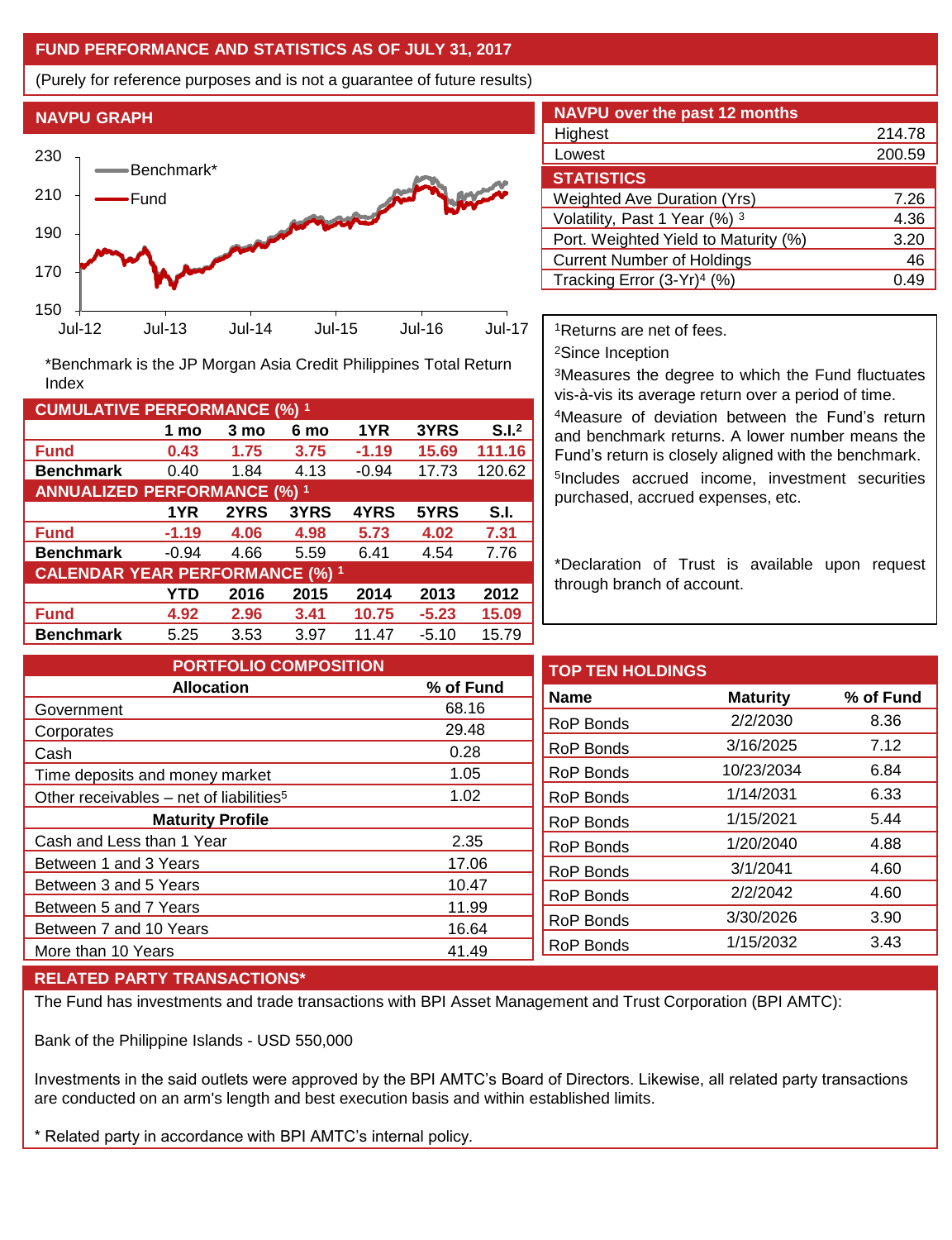## FUND PERFORMANCE AND STATISTICS AS OF JULY 31, 2017

(Purely for reference purposes and is not a guarantee of future results)

### NAVPU GRAPH

230
210
190
170
150

Benchmark*
Fund

Jul-12 Jul-13 Jul-14 Jul-15 Jul-16 Jul-17

*Benchmark is the JP Morgan Asia Credit Philippines Total Return Index

### NAVPU over the past 12 months

| | |
|---|---|
| Highest | 214.78 |
| Lowest | 200.59 |

### STATISTICS

| | |
|---|---|
| Weighted Ave Duration (Yrs) | 7.26 |
| Volatility, Past 1 Year (%) [3] | 4.36 |
| Port. Weighted Yield to Maturity (%) | 3.20 |
| Current Number of Holdings | 46 |
| Tracking Error (3-Yr)[4] (%) | 0.49 |

[1]Returns are net of fees.

[2]Since Inception

[3]Measures the degree to which the Fund fluctuates vis-à-vis its average return over a period of time.

[4]Measure of deviation between the Fund's return and benchmark returns. A lower number means the Fund's return is closely aligned with the benchmark.

[5]Includes accrued income, investment securities purchased, accrued expenses, etc.

*Declaration of Trust is available upon request through branch of account.

### CUMULATIVE PERFORMANCE (%) [1]

| | 1 mo | 3 mo | 6 mo | 1YR | 3YRS | S.I.[2] |
|---|---|---|---|---|---|---|
| **Fund** | **0.43** | **1.75** | **3.75** | **-1.19** | **15.69** | **111.16** |
| **Benchmark** | 0.40 | 1.84 | 4.13 | -0.94 | 17.73 | 120.62 |

### ANNUALIZED PERFORMANCE (%) [1]

| | 1YR | 2YRS | 3YRS | 4YRS | 5YRS | S.I. |
|---|---|---|---|---|---|---|
| **Fund** | **-1.19** | **4.06** | **4.98** | **5.73** | **4.02** | **7.31** |
| **Benchmark** | -0.94 | 4.66 | 5.59 | 6.41 | 4.54 | 7.76 |

### CALENDAR YEAR PERFORMANCE (%) [1]

| | YTD | 2016 | 2015 | 2014 | 2013 | 2012 |
|---|---|---|---|---|---|---|
| **Fund** | **4.92** | **2.96** | **3.41** | **10.75** | **-5.23** | **15.09** |
| **Benchmark** | 5.25 | 3.53 | 3.97 | 11.47 | -5.10 | 15.79 |

### PORTFOLIO COMPOSITION

| Allocation | % of Fund |
|---|---|
| Government | 68.16 |
| Corporates | 29.48 |
| Cash | 0.28 |
| Time deposits and money market | 1.05 |
| Other receivables – net of liabilities[5] | 1.02 |
| **Maturity Profile** | |
| Cash and Less than 1 Year | 2.35 |
| Between 1 and 3 Years | 17.06 |
| Between 3 and 5 Years | 10.47 |
| Between 5 and 7 Years | 11.99 |
| Between 7 and 10 Years | 16.64 |
| More than 10 Years | 41.49 |

### TOP TEN HOLDINGS

| Name | Maturity | % of Fund |
|---|---|---|
| RoP Bonds | 2/2/2030 | 8.36 |
| RoP Bonds | 3/16/2025 | 7.12 |
| RoP Bonds | 10/23/2034 | 6.84 |
| RoP Bonds | 1/14/2031 | 6.33 |
| RoP Bonds | 1/15/2021 | 5.44 |
| RoP Bonds | 1/20/2040 | 4.88 |
| RoP Bonds | 3/1/2041 | 4.60 |
| RoP Bonds | 2/2/2042 | 4.60 |
| RoP Bonds | 3/30/2026 | 3.90 |
| RoP Bonds | 1/15/2032 | 3.43 |

### RELATED PARTY TRANSACTIONS*

The Fund has investments and trade transactions with BPI Asset Management and Trust Corporation (BPI AMTC):

Bank of the Philippine Islands - USD 550,000

Investments in the said outlets were approved by the BPI AMTC's Board of Directors. Likewise, all related party transactions are conducted on an arm's length and best execution basis and within established limits.

\* Related party in accordance with BPI AMTC's internal policy.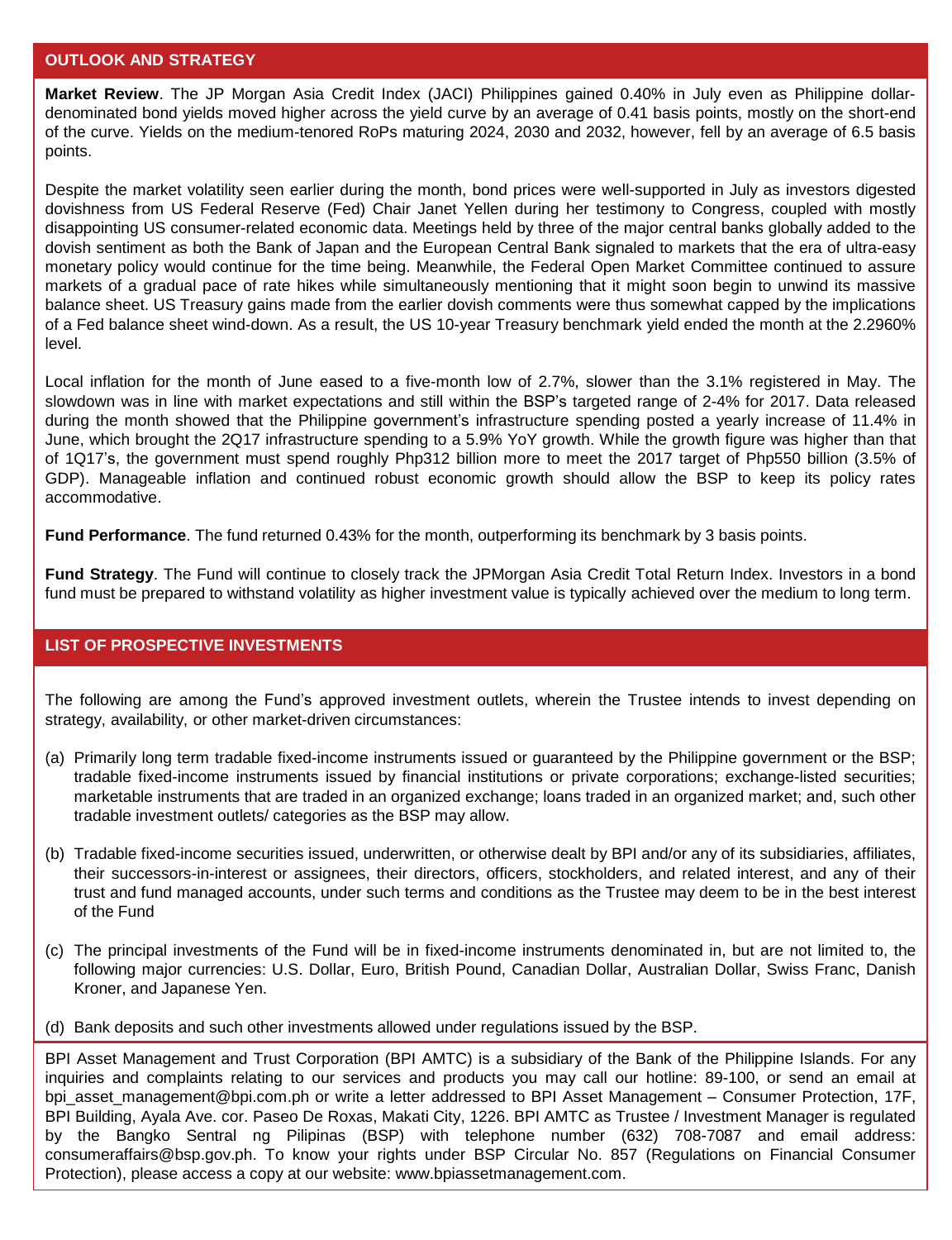## OUTLOOK AND STRATEGY

**Market Review**. The JP Morgan Asia Credit Index (JACI) Philippines gained 0.40% in July even as Philippine dollar-denominated bond yields moved higher across the yield curve by an average of 0.41 basis points, mostly on the short-end of the curve. Yields on the medium-tenored RoPs maturing 2024, 2030 and 2032, however, fell by an average of 6.5 basis points.

Despite the market volatility seen earlier during the month, bond prices were well-supported in July as investors digested dovishness from US Federal Reserve (Fed) Chair Janet Yellen during her testimony to Congress, coupled with mostly disappointing US consumer-related economic data. Meetings held by three of the major central banks globally added to the dovish sentiment as both the Bank of Japan and the European Central Bank signaled to markets that the era of ultra-easy monetary policy would continue for the time being. Meanwhile, the Federal Open Market Committee continued to assure markets of a gradual pace of rate hikes while simultaneously mentioning that it might soon begin to unwind its massive balance sheet. US Treasury gains made from the earlier dovish comments were thus somewhat capped by the implications of a Fed balance sheet wind-down. As a result, the US 10-year Treasury benchmark yield ended the month at the 2.2960% level.

Local inflation for the month of June eased to a five-month low of 2.7%, slower than the 3.1% registered in May. The slowdown was in line with market expectations and still within the BSP's targeted range of 2-4% for 2017. Data released during the month showed that the Philippine government's infrastructure spending posted a yearly increase of 11.4% in June, which brought the 2Q17 infrastructure spending to a 5.9% YoY growth. While the growth figure was higher than that of 1Q17's, the government must spend roughly Php312 billion more to meet the 2017 target of Php550 billion (3.5% of GDP). Manageable inflation and continued robust economic growth should allow the BSP to keep its policy rates accommodative.

**Fund Performance**. The fund returned 0.43% for the month, outperforming its benchmark by 3 basis points.

**Fund Strategy**. The Fund will continue to closely track the JPMorgan Asia Credit Total Return Index. Investors in a bond fund must be prepared to withstand volatility as higher investment value is typically achieved over the medium to long term.

## LIST OF PROSPECTIVE INVESTMENTS

The following are among the Fund's approved investment outlets, wherein the Trustee intends to invest depending on strategy, availability, or other market-driven circumstances:

(a) Primarily long term tradable fixed-income instruments issued or guaranteed by the Philippine government or the BSP; tradable fixed-income instruments issued by financial institutions or private corporations; exchange-listed securities; marketable instruments that are traded in an organized exchange; loans traded in an organized market; and, such other tradable investment outlets/ categories as the BSP may allow.

(b) Tradable fixed-income securities issued, underwritten, or otherwise dealt by BPI and/or any of its subsidiaries, affiliates, their successors-in-interest or assignees, their directors, officers, stockholders, and related interest, and any of their trust and fund managed accounts, under such terms and conditions as the Trustee may deem to be in the best interest of the Fund

(c) The principal investments of the Fund will be in fixed-income instruments denominated in, but are not limited to, the following major currencies: U.S. Dollar, Euro, British Pound, Canadian Dollar, Australian Dollar, Swiss Franc, Danish Kroner, and Japanese Yen.

(d) Bank deposits and such other investments allowed under regulations issued by the BSP.

BPI Asset Management and Trust Corporation (BPI AMTC) is a subsidiary of the Bank of the Philippine Islands. For any inquiries and complaints relating to our services and products you may call our hotline: 89-100, or send an email at bpi_asset_management@bpi.com.ph or write a letter addressed to BPI Asset Management – Consumer Protection, 17F, BPI Building, Ayala Ave. cor. Paseo De Roxas, Makati City, 1226. BPI AMTC as Trustee / Investment Manager is regulated by the Bangko Sentral ng Pilipinas (BSP) with telephone number (632) 708-7087 and email address: consumeraffairs@bsp.gov.ph. To know your rights under BSP Circular No. 857 (Regulations on Financial Consumer Protection), please access a copy at our website: www.bpiassetmanagement.com.